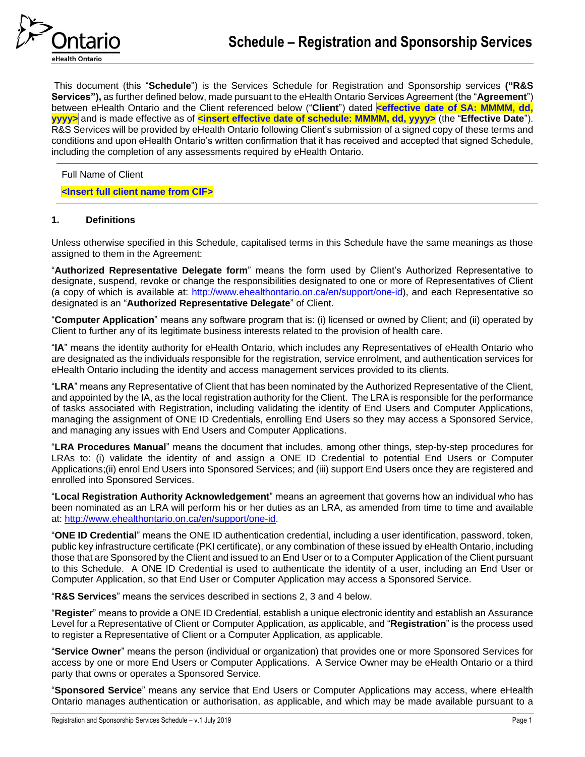# Schedule – Registration and Sponsorship Services

This document (this "**Schedule**") is the Services Schedule for Registration and Sponsorship services **("R&S Services"),** as further defined below, made pursuant to the eHealth Ontario Services Agreement (the "**Agreement**") between eHealth Ontario and the Client referenced below ("**Client**") dated **<effective date of SA: MMMM, dd, yyyy>** and is made effective as of **<insert effective date of schedule: MMMM, dd, yyyy>** (the "**Effective Date**"). R&S Services will be provided by eHealth Ontario following Client's submission of a signed copy of these terms and conditions and upon eHealth Ontario's written confirmation that it has received and accepted that signed Schedule, including the completion of any assessments required by eHealth Ontario.

Full Name of Client

**<Insert full client name from CIF>**

## 1. Definitions

Unless otherwise specified in this Schedule, capitalised terms in this Schedule have the same meanings as those assigned to them in the Agreement:

"**Authorized Representative Delegate form**" means the form used by Client's Authorized Representative to designate, suspend, revoke or change the responsibilities designated to one or more of Representatives of Client (a copy of which is available at: http://www.ehealthontario.on.ca/en/support/one-id), and each Representative so designated is an "**Authorized Representative Delegate**" of Client.

"**Computer Application**" means any software program that is: (i) licensed or owned by Client; and (ii) operated by Client to further any of its legitimate business interests related to the provision of health care.

"**IA**" means the identity authority for eHealth Ontario, which includes any Representatives of eHealth Ontario who are designated as the individuals responsible for the registration, service enrolment, and authentication services for eHealth Ontario including the identity and access management services provided to its clients.

"**LRA**" means any Representative of Client that has been nominated by the Authorized Representative of the Client, and appointed by the IA, as the local registration authority for the Client. The LRA is responsible for the performance of tasks associated with Registration, including validating the identity of End Users and Computer Applications, managing the assignment of ONE ID Credentials, enrolling End Users so they may access a Sponsored Service, and managing any issues with End Users and Computer Applications.

"**LRA Procedures Manual**" means the document that includes, among other things, step-by-step procedures for LRAs to: (i) validate the identity of and assign a ONE ID Credential to potential End Users or Computer Applications;(ii) enrol End Users into Sponsored Services; and (iii) support End Users once they are registered and enrolled into Sponsored Services.

"**Local Registration Authority Acknowledgement**" means an agreement that governs how an individual who has been nominated as an LRA will perform his or her duties as an LRA, as amended from time to time and available at: http://www.ehealthontario.on.ca/en/support/one-id.

"**ONE ID Credential**" means the ONE ID authentication credential, including a user identification, password, token, public key infrastructure certificate (PKI certificate), or any combination of these issued by eHealth Ontario, including those that are Sponsored by the Client and issued to an End User or to a Computer Application of the Client pursuant to this Schedule. A ONE ID Credential is used to authenticate the identity of a user, including an End User or Computer Application, so that End User or Computer Application may access a Sponsored Service.

"**R&S Services**" means the services described in sections 2, 3 and 4 below.

"**Register**" means to provide a ONE ID Credential, establish a unique electronic identity and establish an Assurance Level for a Representative of Client or Computer Application, as applicable, and "**Registration**" is the process used to register a Representative of Client or a Computer Application, as applicable.

"**Service Owner**" means the person (individual or organization) that provides one or more Sponsored Services for access by one or more End Users or Computer Applications. A Service Owner may be eHealth Ontario or a third party that owns or operates a Sponsored Service.

"**Sponsored Service**" means any service that End Users or Computer Applications may access, where eHealth Ontario manages authentication or authorisation, as applicable, and which may be made available pursuant to a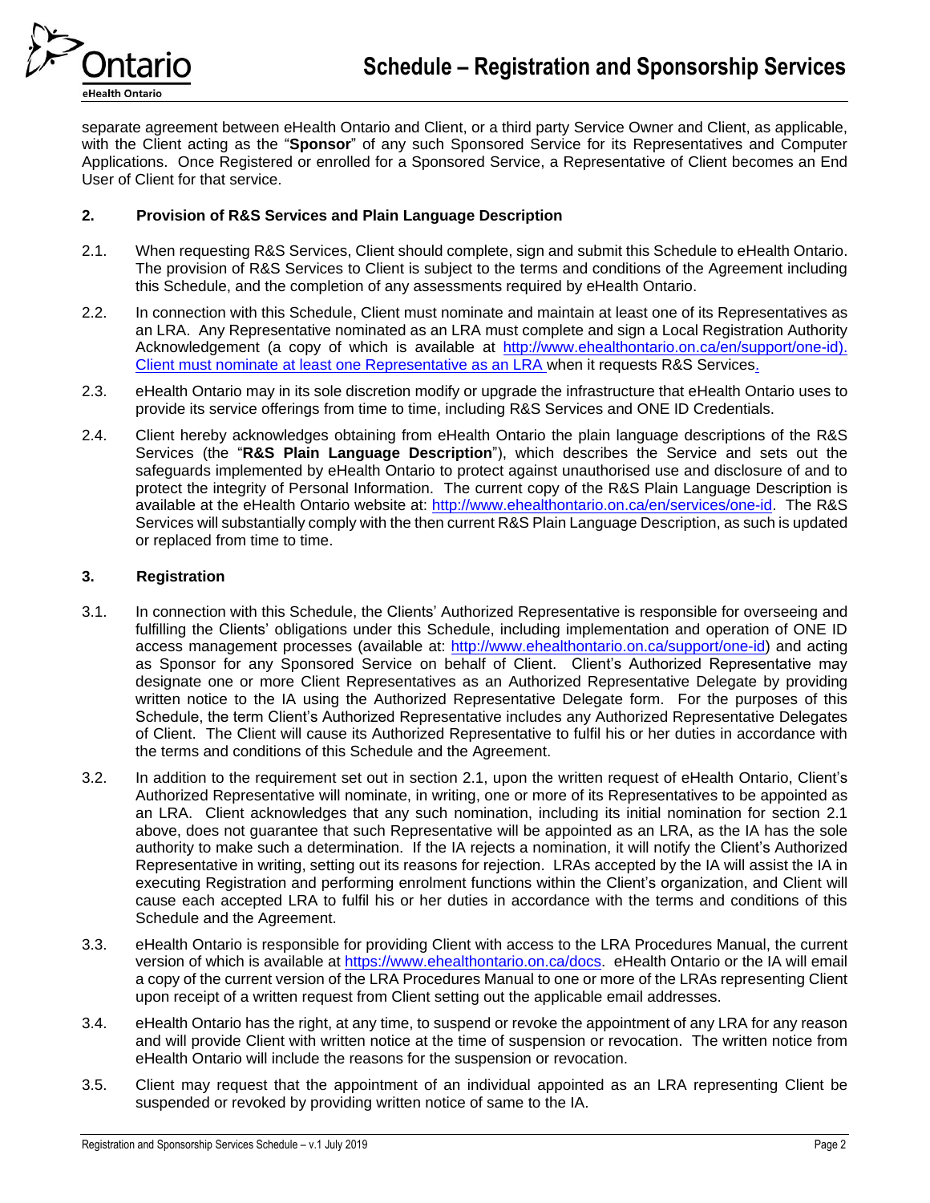separate agreement between eHealth Ontario and Client, or a third party Service Owner and Client, as applicable, with the Client acting as the "**Sponsor**" of any such Sponsored Service for its Representatives and Computer Applications. Once Registered or enrolled for a Sponsored Service, a Representative of Client becomes an End User of Client for that service.

## 2. Provision of R&S Services and Plain Language Description

2.1. When requesting R&S Services, Client should complete, sign and submit this Schedule to eHealth Ontario. The provision of R&S Services to Client is subject to the terms and conditions of the Agreement including this Schedule, and the completion of any assessments required by eHealth Ontario.

2.2. In connection with this Schedule, Client must nominate and maintain at least one of its Representatives as an LRA. Any Representative nominated as an LRA must complete and sign a Local Registration Authority Acknowledgement (a copy of which is available at http://www.ehealthontario.on.ca/en/support/one-id). Client must nominate at least one Representative as an LRA when it requests R&S Services.

2.3. eHealth Ontario may in its sole discretion modify or upgrade the infrastructure that eHealth Ontario uses to provide its service offerings from time to time, including R&S Services and ONE ID Credentials.

2.4. Client hereby acknowledges obtaining from eHealth Ontario the plain language descriptions of the R&S Services (the "**R&S Plain Language Description**"), which describes the Service and sets out the safeguards implemented by eHealth Ontario to protect against unauthorised use and disclosure of and to protect the integrity of Personal Information. The current copy of the R&S Plain Language Description is available at the eHealth Ontario website at: http://www.ehealthontario.on.ca/en/services/one-id. The R&S Services will substantially comply with the then current R&S Plain Language Description, as such is updated or replaced from time to time.

## 3. Registration

3.1. In connection with this Schedule, the Clients' Authorized Representative is responsible for overseeing and fulfilling the Clients' obligations under this Schedule, including implementation and operation of ONE ID access management processes (available at: http://www.ehealthontario.on.ca/support/one-id) and acting as Sponsor for any Sponsored Service on behalf of Client. Client's Authorized Representative may designate one or more Client Representatives as an Authorized Representative Delegate by providing written notice to the IA using the Authorized Representative Delegate form. For the purposes of this Schedule, the term Client's Authorized Representative includes any Authorized Representative Delegates of Client. The Client will cause its Authorized Representative to fulfil his or her duties in accordance with the terms and conditions of this Schedule and the Agreement.

3.2. In addition to the requirement set out in section 2.1, upon the written request of eHealth Ontario, Client's Authorized Representative will nominate, in writing, one or more of its Representatives to be appointed as an LRA. Client acknowledges that any such nomination, including its initial nomination for section 2.1 above, does not guarantee that such Representative will be appointed as an LRA, as the IA has the sole authority to make such a determination. If the IA rejects a nomination, it will notify the Client's Authorized Representative in writing, setting out its reasons for rejection. LRAs accepted by the IA will assist the IA in executing Registration and performing enrolment functions within the Client's organization, and Client will cause each accepted LRA to fulfil his or her duties in accordance with the terms and conditions of this Schedule and the Agreement.

3.3. eHealth Ontario is responsible for providing Client with access to the LRA Procedures Manual, the current version of which is available at https://www.ehealthontario.on.ca/docs. eHealth Ontario or the IA will email a copy of the current version of the LRA Procedures Manual to one or more of the LRAs representing Client upon receipt of a written request from Client setting out the applicable email addresses.

3.4. eHealth Ontario has the right, at any time, to suspend or revoke the appointment of any LRA for any reason and will provide Client with written notice at the time of suspension or revocation. The written notice from eHealth Ontario will include the reasons for the suspension or revocation.

3.5. Client may request that the appointment of an individual appointed as an LRA representing Client be suspended or revoked by providing written notice of same to the IA.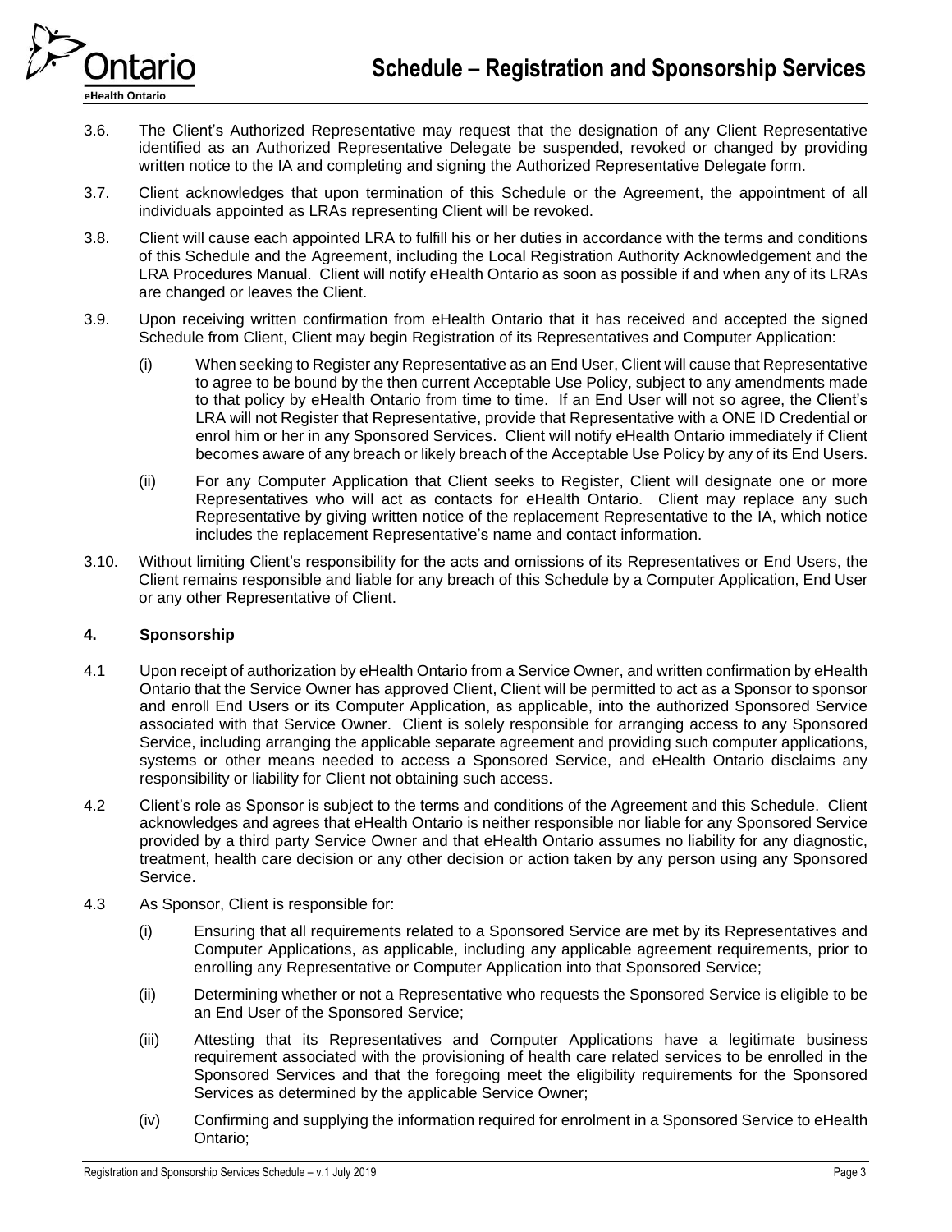3.6. The Client's Authorized Representative may request that the designation of any Client Representative identified as an Authorized Representative Delegate be suspended, revoked or changed by providing written notice to the IA and completing and signing the Authorized Representative Delegate form.

3.7. Client acknowledges that upon termination of this Schedule or the Agreement, the appointment of all individuals appointed as LRAs representing Client will be revoked.

3.8. Client will cause each appointed LRA to fulfill his or her duties in accordance with the terms and conditions of this Schedule and the Agreement, including the Local Registration Authority Acknowledgement and the LRA Procedures Manual. Client will notify eHealth Ontario as soon as possible if and when any of its LRAs are changed or leaves the Client.

3.9. Upon receiving written confirmation from eHealth Ontario that it has received and accepted the signed Schedule from Client, Client may begin Registration of its Representatives and Computer Application:

(i) When seeking to Register any Representative as an End User, Client will cause that Representative to agree to be bound by the then current Acceptable Use Policy, subject to any amendments made to that policy by eHealth Ontario from time to time. If an End User will not so agree, the Client's LRA will not Register that Representative, provide that Representative with a ONE ID Credential or enrol him or her in any Sponsored Services. Client will notify eHealth Ontario immediately if Client becomes aware of any breach or likely breach of the Acceptable Use Policy by any of its End Users.

(ii) For any Computer Application that Client seeks to Register, Client will designate one or more Representatives who will act as contacts for eHealth Ontario. Client may replace any such Representative by giving written notice of the replacement Representative to the IA, which notice includes the replacement Representative's name and contact information.

3.10. Without limiting Client's responsibility for the acts and omissions of its Representatives or End Users, the Client remains responsible and liable for any breach of this Schedule by a Computer Application, End User or any other Representative of Client.

## 4. Sponsorship

4.1 Upon receipt of authorization by eHealth Ontario from a Service Owner, and written confirmation by eHealth Ontario that the Service Owner has approved Client, Client will be permitted to act as a Sponsor to sponsor and enroll End Users or its Computer Application, as applicable, into the authorized Sponsored Service associated with that Service Owner. Client is solely responsible for arranging access to any Sponsored Service, including arranging the applicable separate agreement and providing such computer applications, systems or other means needed to access a Sponsored Service, and eHealth Ontario disclaims any responsibility or liability for Client not obtaining such access.

4.2 Client's role as Sponsor is subject to the terms and conditions of the Agreement and this Schedule. Client acknowledges and agrees that eHealth Ontario is neither responsible nor liable for any Sponsored Service provided by a third party Service Owner and that eHealth Ontario assumes no liability for any diagnostic, treatment, health care decision or any other decision or action taken by any person using any Sponsored Service.

4.3 As Sponsor, Client is responsible for:

(i) Ensuring that all requirements related to a Sponsored Service are met by its Representatives and Computer Applications, as applicable, including any applicable agreement requirements, prior to enrolling any Representative or Computer Application into that Sponsored Service;

(ii) Determining whether or not a Representative who requests the Sponsored Service is eligible to be an End User of the Sponsored Service;

(iii) Attesting that its Representatives and Computer Applications have a legitimate business requirement associated with the provisioning of health care related services to be enrolled in the Sponsored Services and that the foregoing meet the eligibility requirements for the Sponsored Services as determined by the applicable Service Owner;

(iv) Confirming and supplying the information required for enrolment in a Sponsored Service to eHealth Ontario;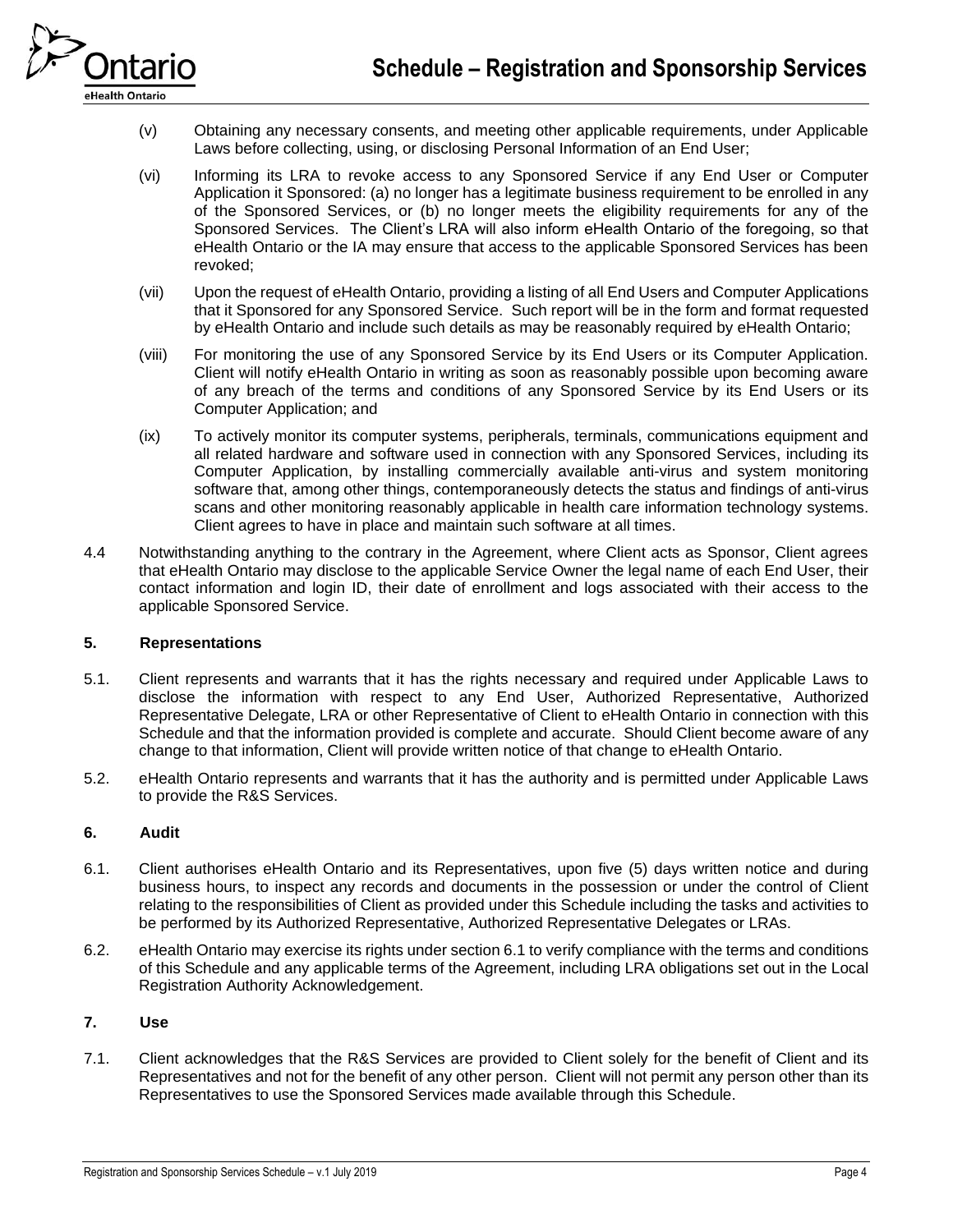(v) Obtaining any necessary consents, and meeting other applicable requirements, under Applicable Laws before collecting, using, or disclosing Personal Information of an End User;

(vi) Informing its LRA to revoke access to any Sponsored Service if any End User or Computer Application it Sponsored: (a) no longer has a legitimate business requirement to be enrolled in any of the Sponsored Services, or (b) no longer meets the eligibility requirements for any of the Sponsored Services. The Client's LRA will also inform eHealth Ontario of the foregoing, so that eHealth Ontario or the IA may ensure that access to the applicable Sponsored Services has been revoked;

(vii) Upon the request of eHealth Ontario, providing a listing of all End Users and Computer Applications that it Sponsored for any Sponsored Service. Such report will be in the form and format requested by eHealth Ontario and include such details as may be reasonably required by eHealth Ontario;

(viii) For monitoring the use of any Sponsored Service by its End Users or its Computer Application. Client will notify eHealth Ontario in writing as soon as reasonably possible upon becoming aware of any breach of the terms and conditions of any Sponsored Service by its End Users or its Computer Application; and

(ix) To actively monitor its computer systems, peripherals, terminals, communications equipment and all related hardware and software used in connection with any Sponsored Services, including its Computer Application, by installing commercially available anti-virus and system monitoring software that, among other things, contemporaneously detects the status and findings of anti-virus scans and other monitoring reasonably applicable in health care information technology systems. Client agrees to have in place and maintain such software at all times.

4.4 Notwithstanding anything to the contrary in the Agreement, where Client acts as Sponsor, Client agrees that eHealth Ontario may disclose to the applicable Service Owner the legal name of each End User, their contact information and login ID, their date of enrollment and logs associated with their access to the applicable Sponsored Service.

## 5. Representations

5.1. Client represents and warrants that it has the rights necessary and required under Applicable Laws to disclose the information with respect to any End User, Authorized Representative, Authorized Representative Delegate, LRA or other Representative of Client to eHealth Ontario in connection with this Schedule and that the information provided is complete and accurate. Should Client become aware of any change to that information, Client will provide written notice of that change to eHealth Ontario.

5.2. eHealth Ontario represents and warrants that it has the authority and is permitted under Applicable Laws to provide the R&S Services.

## 6. Audit

6.1. Client authorises eHealth Ontario and its Representatives, upon five (5) days written notice and during business hours, to inspect any records and documents in the possession or under the control of Client relating to the responsibilities of Client as provided under this Schedule including the tasks and activities to be performed by its Authorized Representative, Authorized Representative Delegates or LRAs.

6.2. eHealth Ontario may exercise its rights under section 6.1 to verify compliance with the terms and conditions of this Schedule and any applicable terms of the Agreement, including LRA obligations set out in the Local Registration Authority Acknowledgement.

## 7. Use

7.1. Client acknowledges that the R&S Services are provided to Client solely for the benefit of Client and its Representatives and not for the benefit of any other person. Client will not permit any person other than its Representatives to use the Sponsored Services made available through this Schedule.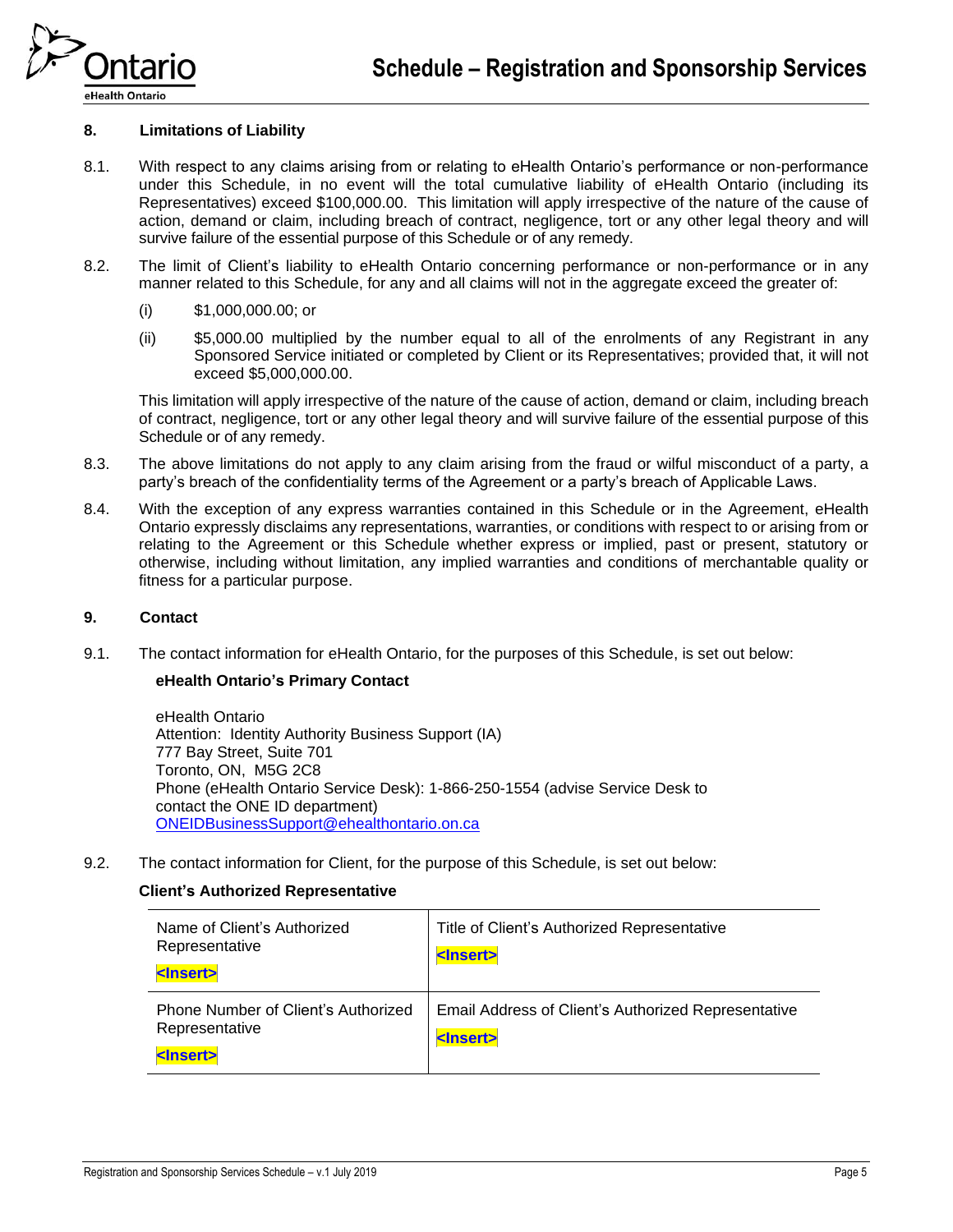## 8. Limitations of Liability

8.1. With respect to any claims arising from or relating to eHealth Ontario's performance or non-performance under this Schedule, in no event will the total cumulative liability of eHealth Ontario (including its Representatives) exceed $100,000.00. This limitation will apply irrespective of the nature of the cause of action, demand or claim, including breach of contract, negligence, tort or any other legal theory and will survive failure of the essential purpose of this Schedule or of any remedy.

8.2. The limit of Client's liability to eHealth Ontario concerning performance or non-performance or in any manner related to this Schedule, for any and all claims will not in the aggregate exceed the greater of:

(i) $1,000,000.00; or

(ii) $5,000.00 multiplied by the number equal to all of the enrolments of any Registrant in any Sponsored Service initiated or completed by Client or its Representatives; provided that, it will not exceed $5,000,000.00.

This limitation will apply irrespective of the nature of the cause of action, demand or claim, including breach of contract, negligence, tort or any other legal theory and will survive failure of the essential purpose of this Schedule or of any remedy.

8.3. The above limitations do not apply to any claim arising from the fraud or wilful misconduct of a party, a party's breach of the confidentiality terms of the Agreement or a party's breach of Applicable Laws.

8.4. With the exception of any express warranties contained in this Schedule or in the Agreement, eHealth Ontario expressly disclaims any representations, warranties, or conditions with respect to or arising from or relating to the Agreement or this Schedule whether express or implied, past or present, statutory or otherwise, including without limitation, any implied warranties and conditions of merchantable quality or fitness for a particular purpose.

## 9. Contact

9.1. The contact information for eHealth Ontario, for the purposes of this Schedule, is set out below:

**eHealth Ontario's Primary Contact**

eHealth Ontario
Attention: Identity Authority Business Support (IA)
777 Bay Street, Suite 701
Toronto, ON, M5G 2C8
Phone (eHealth Ontario Service Desk): 1-866-250-1554 (advise Service Desk to contact the ONE ID department)
ONEIDBusinessSupport@ehealthontario.on.ca

9.2. The contact information for Client, for the purpose of this Schedule, is set out below:

**Client's Authorized Representative**

| Name of Client's Authorized Representative <Insert> | Title of Client's Authorized Representative <Insert> |
|---|---|
| Phone Number of Client's Authorized Representative <Insert> | Email Address of Client's Authorized Representative <Insert> |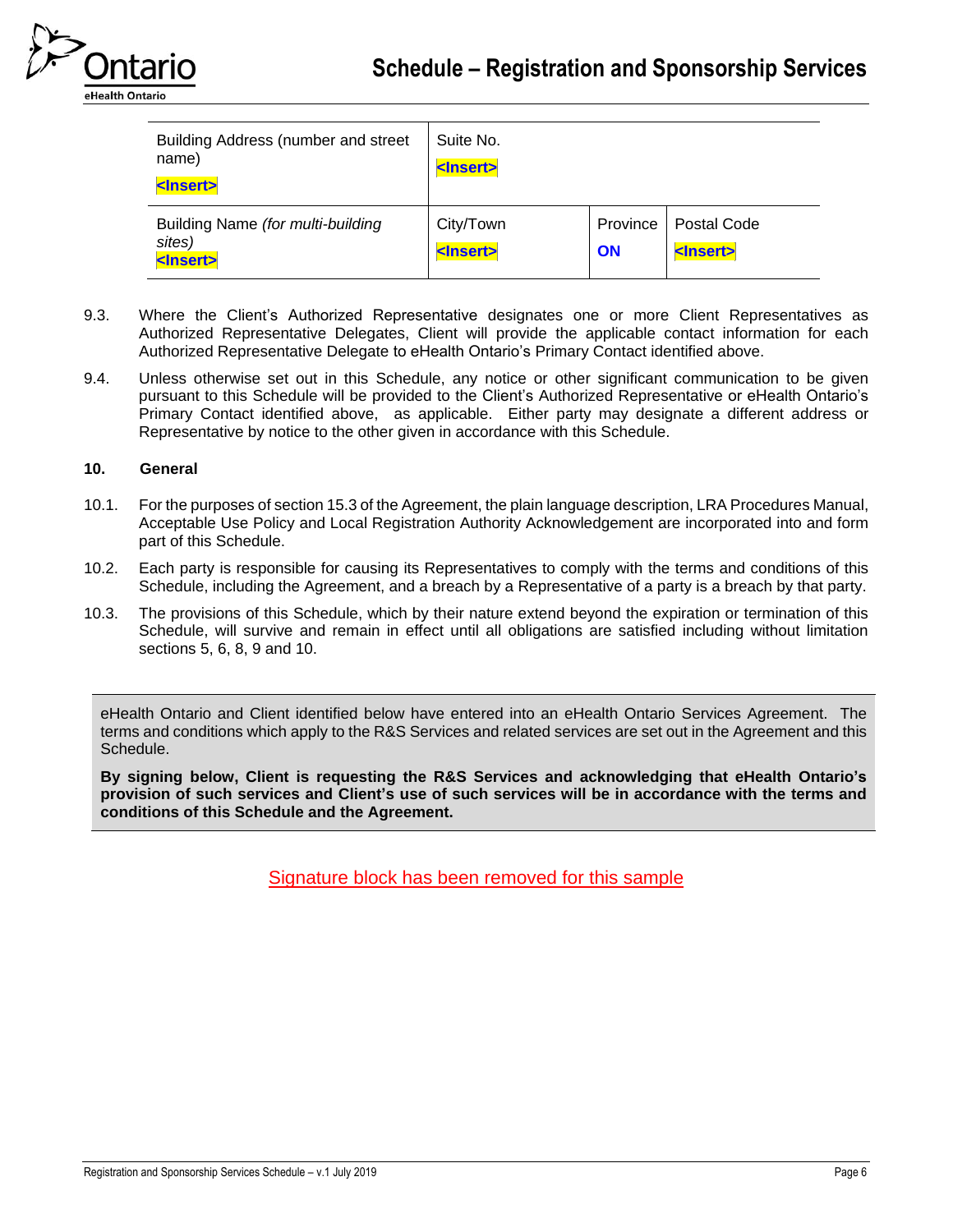| | | | |
|---|---|---|---|
| Building Address (number and street name)<br><Insert> | Suite No.<br><Insert> | | |
| Building Name *(for multi-building sites)*<br><Insert> | City/Town<br><Insert> | Province<br>**ON** | Postal Code<br><Insert> |

9.3. Where the Client's Authorized Representative designates one or more Client Representatives as Authorized Representative Delegates, Client will provide the applicable contact information for each Authorized Representative Delegate to eHealth Ontario's Primary Contact identified above.

9.4. Unless otherwise set out in this Schedule, any notice or other significant communication to be given pursuant to this Schedule will be provided to the Client's Authorized Representative or eHealth Ontario's Primary Contact identified above, as applicable. Either party may designate a different address or Representative by notice to the other given in accordance with this Schedule.

**10. General**

10.1. For the purposes of section 15.3 of the Agreement, the plain language description, LRA Procedures Manual, Acceptable Use Policy and Local Registration Authority Acknowledgement are incorporated into and form part of this Schedule.

10.2. Each party is responsible for causing its Representatives to comply with the terms and conditions of this Schedule, including the Agreement, and a breach by a Representative of a party is a breach by that party.

10.3. The provisions of this Schedule, which by their nature extend beyond the expiration or termination of this Schedule, will survive and remain in effect until all obligations are satisfied including without limitation sections 5, 6, 8, 9 and 10.

eHealth Ontario and Client identified below have entered into an eHealth Ontario Services Agreement. The terms and conditions which apply to the R&S Services and related services are set out in the Agreement and this Schedule.

**By signing below, Client is requesting the R&S Services and acknowledging that eHealth Ontario's provision of such services and Client's use of such services will be in accordance with the terms and conditions of this Schedule and the Agreement.**

Signature block has been removed for this sample